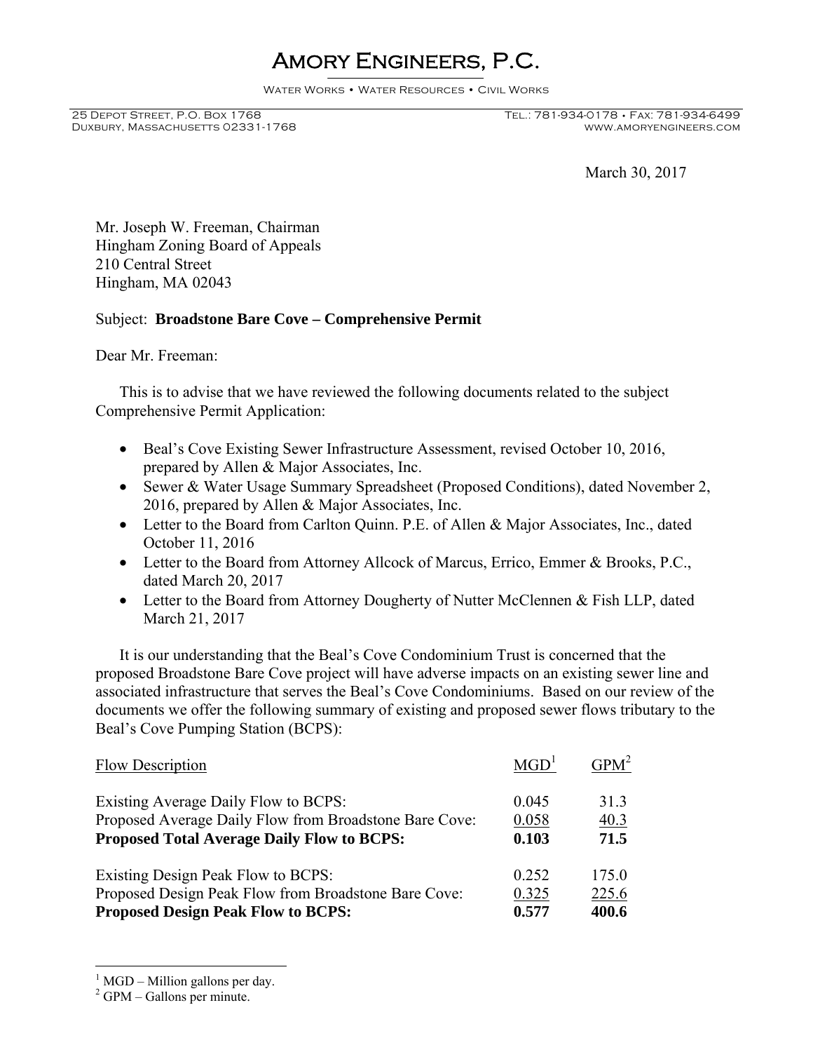# Amory Engineers, P.C.

Water Works • Water Resources • Civil Works

25 Depot Street, P.O. Box 1768
Duxbury, Massachusetts 02331-1768

Tel.: 781-934-0178 • Fax: 781-934-6499
www.amoryengineers.com

March 30, 2017

Mr. Joseph W. Freeman, Chairman
Hingham Zoning Board of Appeals
210 Central Street
Hingham, MA 02043

Subject: **Broadstone Bare Cove – Comprehensive Permit**

Dear Mr. Freeman:

This is to advise that we have reviewed the following documents related to the subject Comprehensive Permit Application:

- Beal's Cove Existing Sewer Infrastructure Assessment, revised October 10, 2016, prepared by Allen & Major Associates, Inc.
- Sewer & Water Usage Summary Spreadsheet (Proposed Conditions), dated November 2, 2016, prepared by Allen & Major Associates, Inc.
- Letter to the Board from Carlton Quinn. P.E. of Allen & Major Associates, Inc., dated October 11, 2016
- Letter to the Board from Attorney Allcock of Marcus, Errico, Emmer & Brooks, P.C., dated March 20, 2017
- Letter to the Board from Attorney Dougherty of Nutter McClennen & Fish LLP, dated March 21, 2017

It is our understanding that the Beal's Cove Condominium Trust is concerned that the proposed Broadstone Bare Cove project will have adverse impacts on an existing sewer line and associated infrastructure that serves the Beal's Cove Condominiums. Based on our review of the documents we offer the following summary of existing and proposed sewer flows tributary to the Beal's Cove Pumping Station (BCPS):

| Flow Description | MGD[1] | GPM[2] |
|---|---|---|
| Existing Average Daily Flow to BCPS: | 0.045 | 31.3 |
| Proposed Average Daily Flow from Broadstone Bare Cove: | 0.058 | 40.3 |
| **Proposed Total Average Daily Flow to BCPS:** | **0.103** | **71.5** |
| Existing Design Peak Flow to BCPS: | 0.252 | 175.0 |
| Proposed Design Peak Flow from Broadstone Bare Cove: | 0.325 | 225.6 |
| **Proposed Design Peak Flow to BCPS:** | **0.577** | **400.6** |

[1] MGD – Million gallons per day.
[2] GPM – Gallons per minute.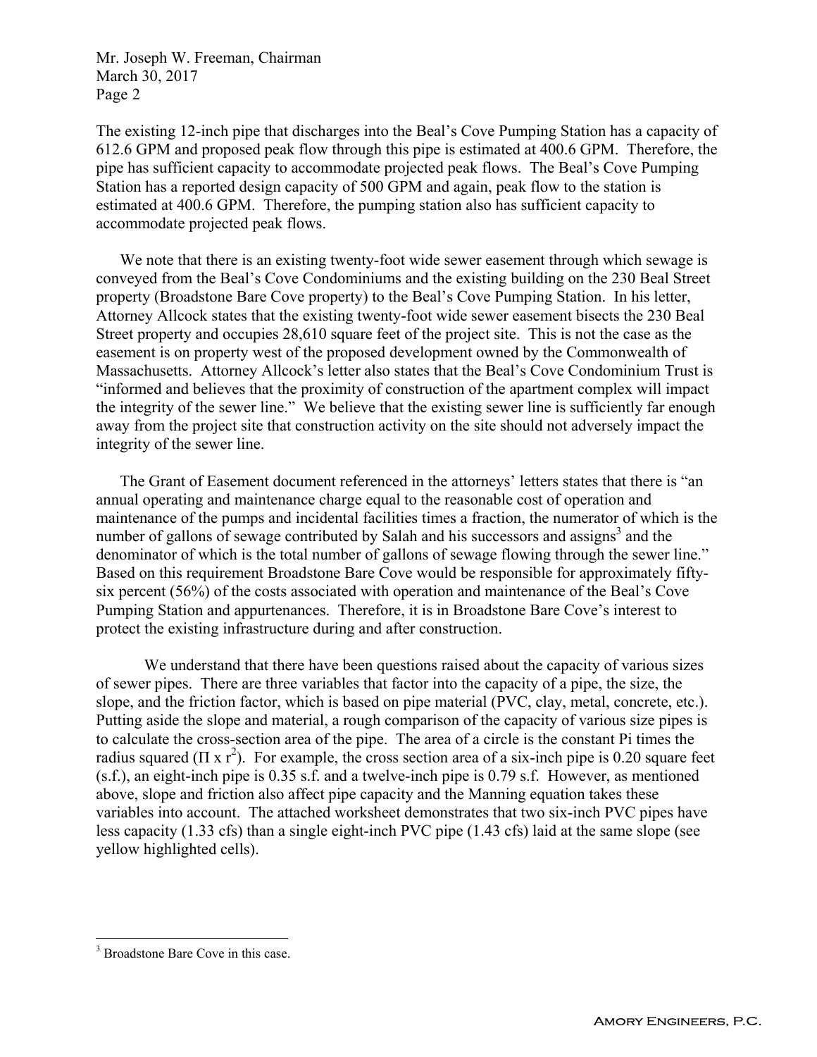The existing 12-inch pipe that discharges into the Beal's Cove Pumping Station has a capacity of 612.6 GPM and proposed peak flow through this pipe is estimated at 400.6 GPM. Therefore, the pipe has sufficient capacity to accommodate projected peak flows. The Beal's Cove Pumping Station has a reported design capacity of 500 GPM and again, peak flow to the station is estimated at 400.6 GPM. Therefore, the pumping station also has sufficient capacity to accommodate projected peak flows.

We note that there is an existing twenty-foot wide sewer easement through which sewage is conveyed from the Beal's Cove Condominiums and the existing building on the 230 Beal Street property (Broadstone Bare Cove property) to the Beal's Cove Pumping Station. In his letter, Attorney Allcock states that the existing twenty-foot wide sewer easement bisects the 230 Beal Street property and occupies 28,610 square feet of the project site. This is not the case as the easement is on property west of the proposed development owned by the Commonwealth of Massachusetts. Attorney Allcock's letter also states that the Beal's Cove Condominium Trust is "informed and believes that the proximity of construction of the apartment complex will impact the integrity of the sewer line." We believe that the existing sewer line is sufficiently far enough away from the project site that construction activity on the site should not adversely impact the integrity of the sewer line.

The Grant of Easement document referenced in the attorneys' letters states that there is "an annual operating and maintenance charge equal to the reasonable cost of operation and maintenance of the pumps and incidental facilities times a fraction, the numerator of which is the number of gallons of sewage contributed by Salah and his successors and assigns[3] and the denominator of which is the total number of gallons of sewage flowing through the sewer line." Based on this requirement Broadstone Bare Cove would be responsible for approximately fifty-six percent (56%) of the costs associated with operation and maintenance of the Beal's Cove Pumping Station and appurtenances. Therefore, it is in Broadstone Bare Cove's interest to protect the existing infrastructure during and after construction.

We understand that there have been questions raised about the capacity of various sizes of sewer pipes. There are three variables that factor into the capacity of a pipe, the size, the slope, and the friction factor, which is based on pipe material (PVC, clay, metal, concrete, etc.). Putting aside the slope and material, a rough comparison of the capacity of various size pipes is to calculate the cross-section area of the pipe. The area of a circle is the constant Pi times the radius squared ($\Pi \times r^2$). For example, the cross section area of a six-inch pipe is 0.20 square feet (s.f.), an eight-inch pipe is 0.35 s.f. and a twelve-inch pipe is 0.79 s.f. However, as mentioned above, slope and friction also affect pipe capacity and the Manning equation takes these variables into account. The attached worksheet demonstrates that two six-inch PVC pipes have less capacity (1.33 cfs) than a single eight-inch PVC pipe (1.43 cfs) laid at the same slope (see yellow highlighted cells).

[3] Broadstone Bare Cove in this case.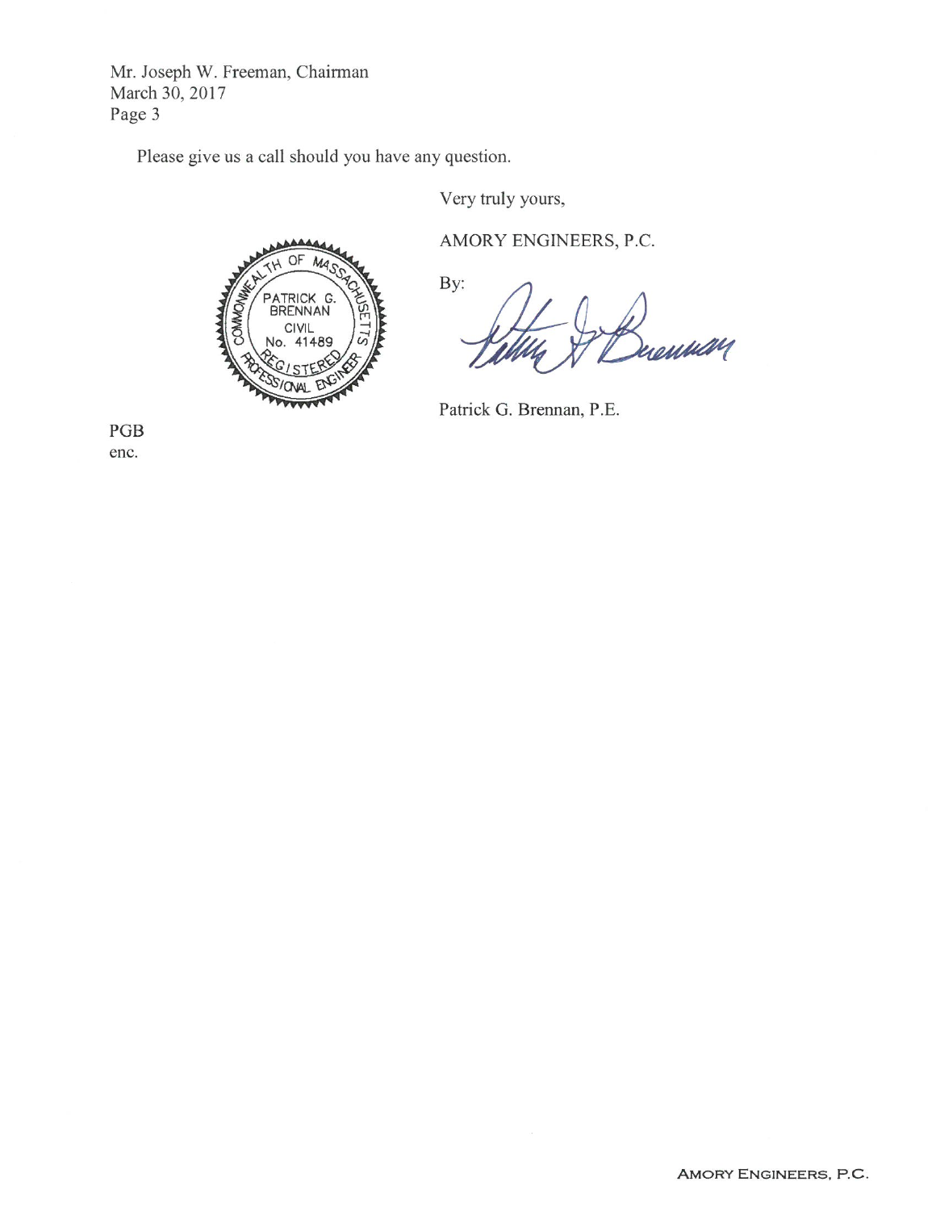Mr. Joseph W. Freeman, Chairman
March 30, 2017
Page 3

Please give us a call should you have any question.

Very truly yours,

AMORY ENGINEERS, P.C.

By:

Patrick G. Brennan, P.E.

PGB
enc.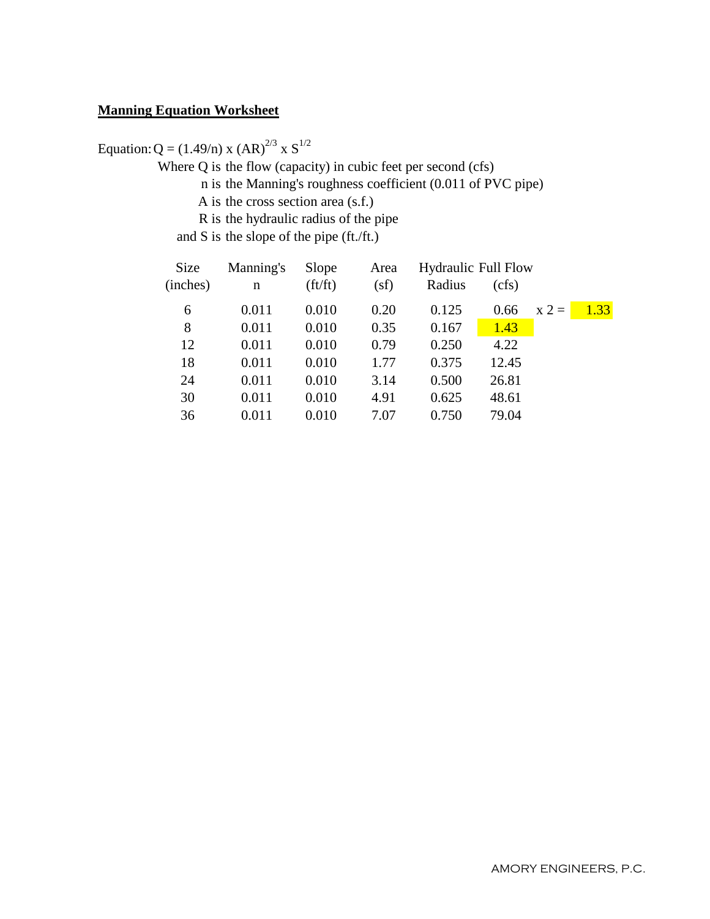**Manning Equation Worksheet**

Equation: $Q = (1.49/n) \times (AR)^{2/3} \times S^{1/2}$

Where Q is the flow (capacity) in cubic feet per second (cfs)
n is the Manning's roughness coefficient (0.011 of PVC pipe)
A is the cross section area (s.f.)
R is the hydraulic radius of the pipe
and S is the slope of the pipe (ft./ft.)

| Size (inches) | Manning's n | Slope (ft/ft) | Area (sf) | Hydraulic Radius | Full Flow (cfs) | | |
|---|---|---|---|---|---|---|---|
| 6 | 0.011 | 0.010 | 0.20 | 0.125 | 0.66 | x 2 = | 1.33 |
| 8 | 0.011 | 0.010 | 0.35 | 0.167 | 1.43 | | |
| 12 | 0.011 | 0.010 | 0.79 | 0.250 | 4.22 | | |
| 18 | 0.011 | 0.010 | 1.77 | 0.375 | 12.45 | | |
| 24 | 0.011 | 0.010 | 3.14 | 0.500 | 26.81 | | |
| 30 | 0.011 | 0.010 | 4.91 | 0.625 | 48.61 | | |
| 36 | 0.011 | 0.010 | 7.07 | 0.750 | 79.04 | | |

AMORY ENGINEERS, P.C.